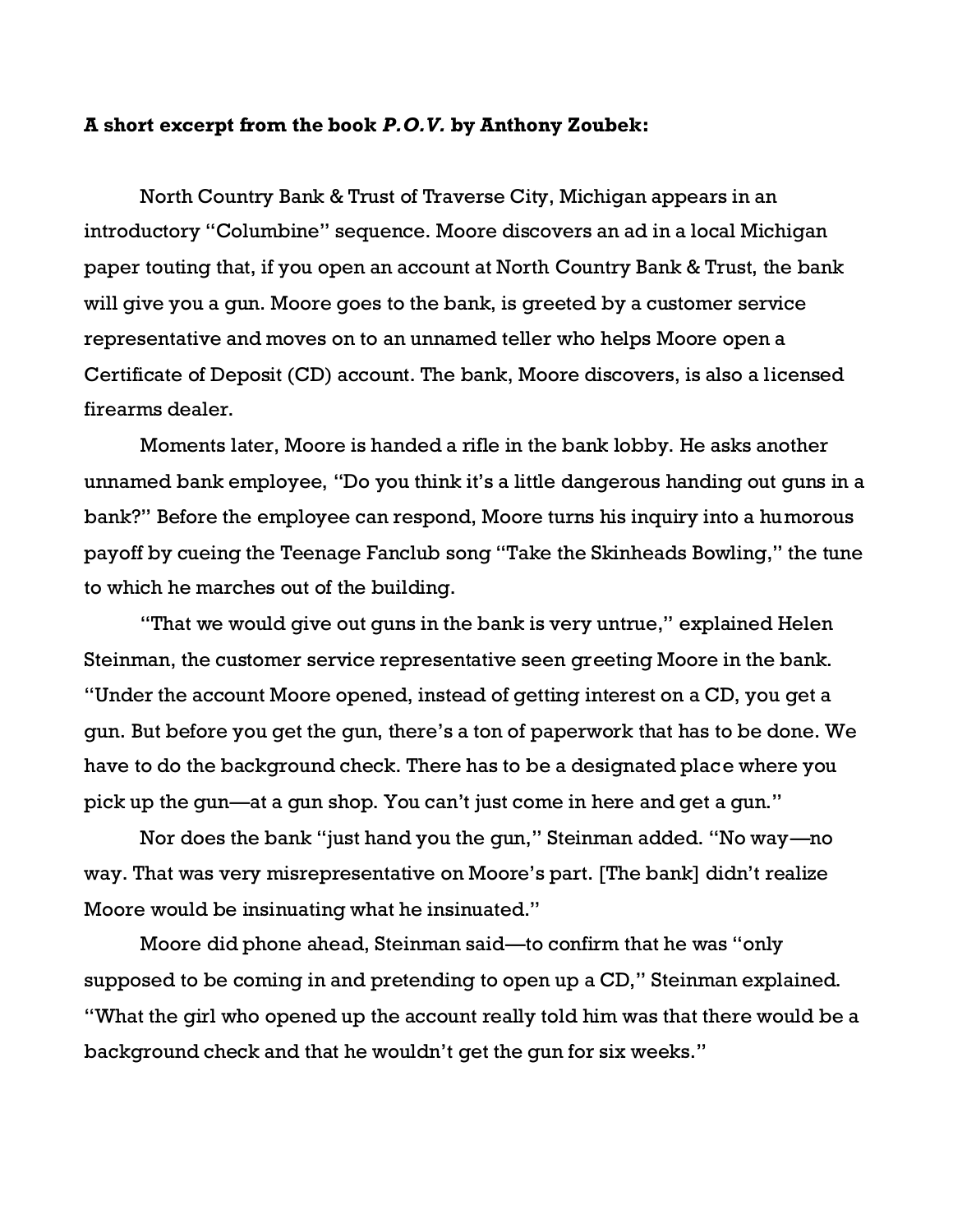**A short excerpt from the book *P.O.V.* by Anthony Zoubek:**

North Country Bank & Trust of Traverse City, Michigan appears in an introductory "Columbine" sequence. Moore discovers an ad in a local Michigan paper touting that, if you open an account at North Country Bank & Trust, the bank will give you a gun. Moore goes to the bank, is greeted by a customer service representative and moves on to an unnamed teller who helps Moore open a Certificate of Deposit (CD) account. The bank, Moore discovers, is also a licensed firearms dealer.

Moments later, Moore is handed a rifle in the bank lobby. He asks another unnamed bank employee, "Do you think it's a little dangerous handing out guns in a bank?" Before the employee can respond, Moore turns his inquiry into a humorous payoff by cueing the Teenage Fanclub song "Take the Skinheads Bowling," the tune to which he marches out of the building.

"That we would give out guns in the bank is very untrue," explained Helen Steinman, the customer service representative seen greeting Moore in the bank. "Under the account Moore opened, instead of getting interest on a CD, you get a gun. But before you get the gun, there's a ton of paperwork that has to be done. We have to do the background check. There has to be a designated place where you pick up the gun—at a gun shop. You can't just come in here and get a gun."

Nor does the bank "just hand you the gun," Steinman added. "No way—no way. That was very misrepresentative on Moore's part. [The bank] didn't realize Moore would be insinuating what he insinuated."

Moore did phone ahead, Steinman said—to confirm that he was "only supposed to be coming in and pretending to open up a CD," Steinman explained. "What the girl who opened up the account really told him was that there would be a background check and that he wouldn't get the gun for six weeks."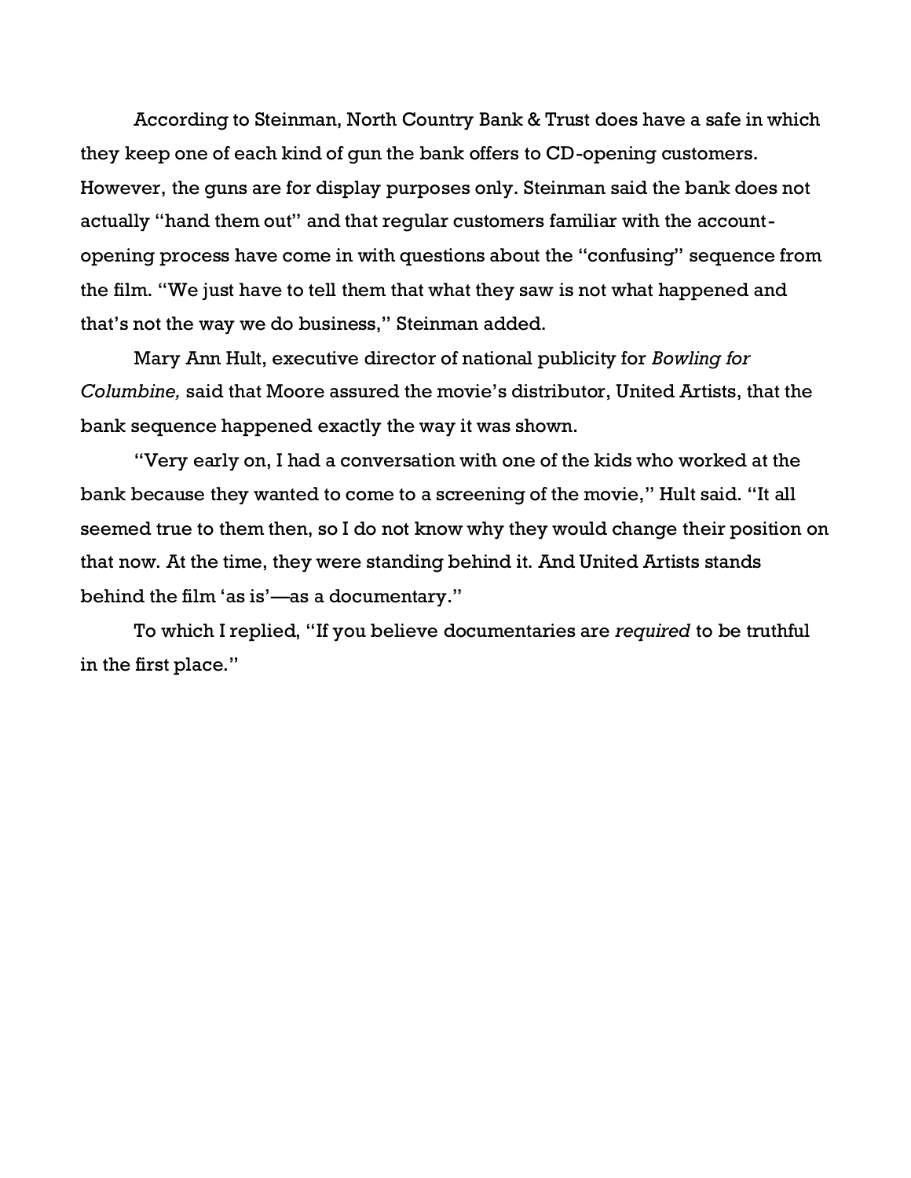According to Steinman, North Country Bank & Trust does have a safe in which they keep one of each kind of gun the bank offers to CD-opening customers. However, the guns are for display purposes only. Steinman said the bank does not actually "hand them out" and that regular customers familiar with the account-opening process have come in with questions about the "confusing" sequence from the film. "We just have to tell them that what they saw is not what happened and that's not the way we do business," Steinman added.

Mary Ann Hult, executive director of national publicity for *Bowling for Columbine,* said that Moore assured the movie's distributor, United Artists, that the bank sequence happened exactly the way it was shown.

"Very early on, I had a conversation with one of the kids who worked at the bank because they wanted to come to a screening of the movie," Hult said. "It all seemed true to them then, so I do not know why they would change their position on that now. At the time, they were standing behind it. And United Artists stands behind the film 'as is'—as a documentary."

To which I replied, "If you believe documentaries are *required* to be truthful in the first place."